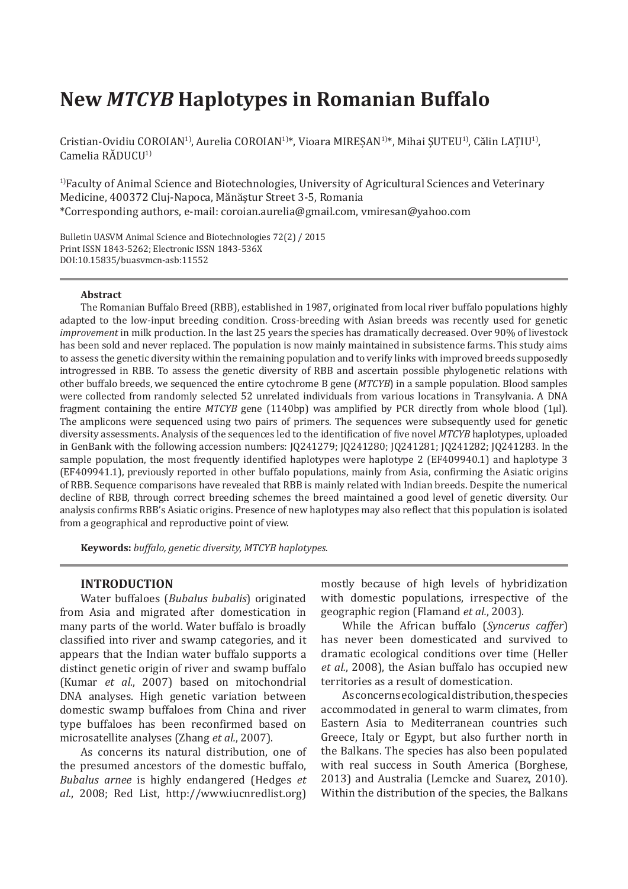# New *MTCYB* Haplotypes in Romanian Buffalo

Cristian-Ovidiu COROIAN[1)], Aurelia COROIAN[1)]*, Vioara MIREȘAN[1)]*, Mihai ȘUTEU[1)], Călin LAȚIU[1)], Camelia RĂDUCU[1)]

[1)]Faculty of Animal Science and Biotechnologies, University of Agricultural Sciences and Veterinary Medicine, 400372 Cluj-Napoca, Mănăștur Street 3-5, Romania
*Corresponding authors, e-mail: coroian.aurelia@gmail.com, vmiresan@yahoo.com

Bulletin UASVM Animal Science and Biotechnologies 72(2) / 2015
Print ISSN 1843-5262; Electronic ISSN 1843-536X
DOI:10.15835/buasvmcn-asb:11552

**Abstract**

The Romanian Buffalo Breed (RBB), established in 1987, originated from local river buffalo populations highly adapted to the low-input breeding condition. Cross-breeding with Asian breeds was recently used for genetic *improvement* in milk production. In the last 25 years the species has dramatically decreased. Over 90% of livestock has been sold and never replaced. The population is now mainly maintained in subsistence farms. This study aims to assess the genetic diversity within the remaining population and to verify links with improved breeds supposedly introgressed in RBB. To assess the genetic diversity of RBB and ascertain possible phylogenetic relations with other buffalo breeds, we sequenced the entire cytochrome B gene (*MTCYB*) in a sample population. Blood samples were collected from randomly selected 52 unrelated individuals from various locations in Transylvania. A DNA fragment containing the entire *MTCYB* gene (1140bp) was amplified by PCR directly from whole blood (1µl). The amplicons were sequenced using two pairs of primers. The sequences were subsequently used for genetic diversity assessments. Analysis of the sequences led to the identification of five novel *MTCYB* haplotypes, uploaded in GenBank with the following accession numbers: JQ241279; JQ241280; JQ241281; JQ241282; JQ241283. In the sample population, the most frequently identified haplotypes were haplotype 2 (EF409940.1) and haplotype 3 (EF409941.1), previously reported in other buffalo populations, mainly from Asia, confirming the Asiatic origins of RBB. Sequence comparisons have revealed that RBB is mainly related with Indian breeds. Despite the numerical decline of RBB, through correct breeding schemes the breed maintained a good level of genetic diversity. Our analysis confirms RBB's Asiatic origins. Presence of new haplotypes may also reflect that this population is isolated from a geographical and reproductive point of view.

**Keywords:** *buffalo, genetic diversity, MTCYB haplotypes.*

## INTRODUCTION

Water buffaloes (*Bubalus bubalis*) originated from Asia and migrated after domestication in many parts of the world. Water buffalo is broadly classified into river and swamp categories, and it appears that the Indian water buffalo supports a distinct genetic origin of river and swamp buffalo (Kumar *et al.*, 2007) based on mitochondrial DNA analyses. High genetic variation between domestic swamp buffaloes from China and river type buffaloes has been reconfirmed based on microsatellite analyses (Zhang *et al.*, 2007).

As concerns its natural distribution, one of the presumed ancestors of the domestic buffalo, *Bubalus arnee* is highly endangered (Hedges *et al.*, 2008; Red List, http://www.iucnredlist.org) mostly because of high levels of hybridization with domestic populations, irrespective of the geographic region (Flamand *et al.*, 2003).

While the African buffalo (*Syncerus caffer*) has never been domesticated and survived to dramatic ecological conditions over time (Heller *et al.*, 2008), the Asian buffalo has occupied new territories as a result of domestication.

As concerns ecological distribution, the species accommodated in general to warm climates, from Eastern Asia to Mediterranean countries such Greece, Italy or Egypt, but also further north in the Balkans. The species has also been populated with real success in South America (Borghese, 2013) and Australia (Lemcke and Suarez, 2010). Within the distribution of the species, the Balkans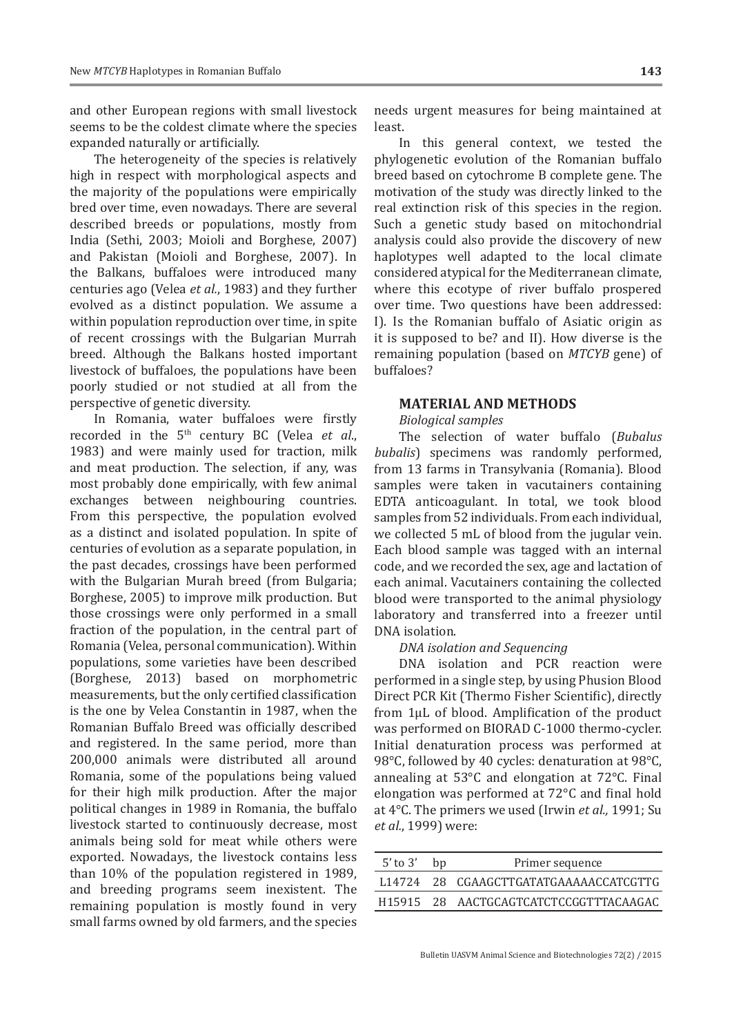and other European regions with small livestock seems to be the coldest climate where the species expanded naturally or artificially.

The heterogeneity of the species is relatively high in respect with morphological aspects and the majority of the populations were empirically bred over time, even nowadays. There are several described breeds or populations, mostly from India (Sethi, 2003; Moioli and Borghese, 2007) and Pakistan (Moioli and Borghese, 2007). In the Balkans, buffaloes were introduced many centuries ago (Velea *et al.*, 1983) and they further evolved as a distinct population. We assume a within population reproduction over time, in spite of recent crossings with the Bulgarian Murrah breed. Although the Balkans hosted important livestock of buffaloes, the populations have been poorly studied or not studied at all from the perspective of genetic diversity.

In Romania, water buffaloes were firstly recorded in the 5th century BC (Velea *et al.*, 1983) and were mainly used for traction, milk and meat production. The selection, if any, was most probably done empirically, with few animal exchanges between neighbouring countries. From this perspective, the population evolved as a distinct and isolated population. In spite of centuries of evolution as a separate population, in the past decades, crossings have been performed with the Bulgarian Murah breed (from Bulgaria; Borghese, 2005) to improve milk production. But those crossings were only performed in a small fraction of the population, in the central part of Romania (Velea, personal communication). Within populations, some varieties have been described (Borghese, 2013) based on morphometric measurements, but the only certified classification is the one by Velea Constantin in 1987, when the Romanian Buffalo Breed was officially described and registered. In the same period, more than 200,000 animals were distributed all around Romania, some of the populations being valued for their high milk production. After the major political changes in 1989 in Romania, the buffalo livestock started to continuously decrease, most animals being sold for meat while others were exported. Nowadays, the livestock contains less than 10% of the population registered in 1989, and breeding programs seem inexistent. The remaining population is mostly found in very small farms owned by old farmers, and the species needs urgent measures for being maintained at least.

In this general context, we tested the phylogenetic evolution of the Romanian buffalo breed based on cytochrome B complete gene. The motivation of the study was directly linked to the real extinction risk of this species in the region. Such a genetic study based on mitochondrial analysis could also provide the discovery of new haplotypes well adapted to the local climate considered atypical for the Mediterranean climate, where this ecotype of river buffalo prospered over time. Two questions have been addressed: I). Is the Romanian buffalo of Asiatic origin as it is supposed to be? and II). How diverse is the remaining population (based on *MTCYB* gene) of buffaloes?

## MATERIAL AND METHODS

### *Biological samples*

The selection of water buffalo (*Bubalus bubalis*) specimens was randomly performed, from 13 farms in Transylvania (Romania). Blood samples were taken in vacutainers containing EDTA anticoagulant. In total, we took blood samples from 52 individuals. From each individual, we collected 5 mL of blood from the jugular vein. Each blood sample was tagged with an internal code, and we recorded the sex, age and lactation of each animal. Vacutainers containing the collected blood were transported to the animal physiology laboratory and transferred into a freezer until DNA isolation.

### *DNA isolation and Sequencing*

DNA isolation and PCR reaction were performed in a single step, by using Phusion Blood Direct PCR Kit (Thermo Fisher Scientific), directly from 1µL of blood. Amplification of the product was performed on BIORAD C-1000 thermo-cycler. Initial denaturation process was performed at 98°C, followed by 40 cycles: denaturation at 98°C, annealing at 53°C and elongation at 72°C. Final elongation was performed at 72°C and final hold at 4°C. The primers we used (Irwin *et al.,* 1991; Su *et al.*, 1999) were:

| 5' to 3' | bp | Primer sequence |
|---|---|---|
| L14724 | 28 | CGAAGCTTGATATGAAAAACCATCGTTG |
| H15915 | 28 | AACTGCAGTCATCTCCGGTTTACAAGAC |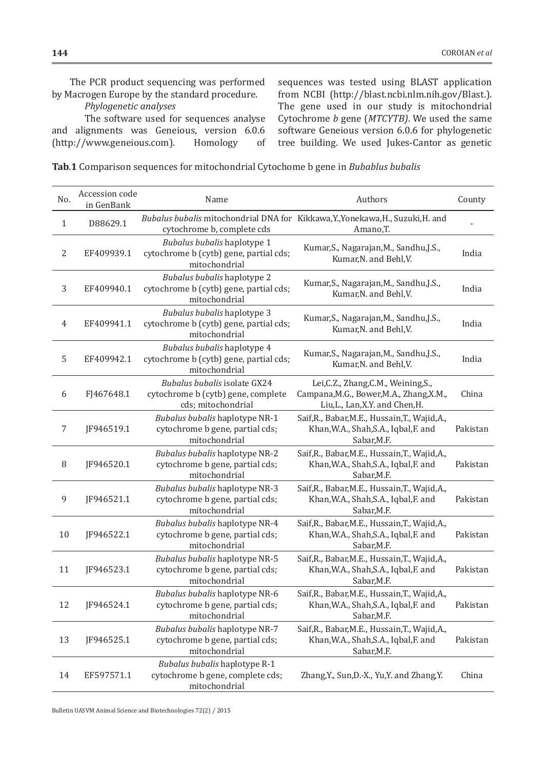The PCR product sequencing was performed by Macrogen Europe by the standard procedure.

*Phylogenetic analyses*

The software used for sequences analyse and alignments was Geneious, version 6.0.6 (http://www.geneious.com). Homology of sequences was tested using BLAST application from NCBI (http://blast.ncbi.nlm.nih.gov/Blast.). The gene used in our study is mitochondrial Cytochrome *b* gene (*MTCYTB)*. We used the same software Geneious version 6.0.6 for phylogenetic tree building. We used Jukes-Cantor as genetic

**Tab.1** Comparison sequences for mitochondrial Cytochome b gene in *Bubablus bubalis*

| No. | Accession code in GenBank | Name | Authors | County |
|---|---|---|---|---|
| 1 | D88629.1 | *Bubalus bubalis* mitochondrial DNA for cytochrome b, complete cds | Kikkawa,Y.,Yonekawa,H., Suzuki,H. and Amano,T. | - |
| 2 | EF409939.1 | *Bubalus bubalis* haplotype 1 cytochrome b (cytb) gene, partial cds; mitochondrial | Kumar,S., Nagarajan,M., Sandhu,J.S., Kumar,N. and Behl,V. | India |
| 3 | EF409940.1 | *Bubalus bubalis* haplotype 2 cytochrome b (cytb) gene, partial cds; mitochondrial | Kumar,S., Nagarajan,M., Sandhu,J.S., Kumar,N. and Behl,V. | India |
| 4 | EF409941.1 | *Bubalus bubalis* haplotype 3 cytochrome b (cytb) gene, partial cds; mitochondrial | Kumar,S., Nagarajan,M., Sandhu,J.S., Kumar,N. and Behl,V. | India |
| 5 | EF409942.1 | *Bubalus bubalis* haplotype 4 cytochrome b (cytb) gene, partial cds; mitochondrial | Kumar,S., Nagarajan,M., Sandhu,J.S., Kumar,N. and Behl,V. | India |
| 6 | FJ467648.1 | *Bubalus bubalis* isolate GX24 cytochrome b (cytb) gene, complete cds; mitochondrial | Lei,C.Z., Zhang,C.M., Weining,S., Campana,M.G., Bower,M.A., Zhang,X.M., Liu,L., Lan,X.Y. and Chen,H. | China |
| 7 | JF946519.1 | *Bubalus bubalis* haplotype NR-1 cytochrome b gene, partial cds; mitochondrial | Saif,R., Babar,M.E., Hussain,T., Wajid,A., Khan,W.A., Shah,S.A., Iqbal,F. and Sabar,M.F. | Pakistan |
| 8 | JF946520.1 | *Bubalus bubalis* haplotype NR-2 cytochrome b gene, partial cds; mitochondrial | Saif,R., Babar,M.E., Hussain,T., Wajid,A., Khan,W.A., Shah,S.A., Iqbal,F. and Sabar,M.F. | Pakistan |
| 9 | JF946521.1 | *Bubalus bubalis* haplotype NR-3 cytochrome b gene, partial cds; mitochondrial | Saif,R., Babar,M.E., Hussain,T., Wajid,A., Khan,W.A., Shah,S.A., Iqbal,F. and Sabar,M.F. | Pakistan |
| 10 | JF946522.1 | *Bubalus bubalis* haplotype NR-4 cytochrome b gene, partial cds; mitochondrial | Saif,R., Babar,M.E., Hussain,T., Wajid,A., Khan,W.A., Shah,S.A., Iqbal,F. and Sabar,M.F. | Pakistan |
| 11 | JF946523.1 | *Bubalus bubalis* haplotype NR-5 cytochrome b gene, partial cds; mitochondrial | Saif,R., Babar,M.E., Hussain,T., Wajid,A., Khan,W.A., Shah,S.A., Iqbal,F. and Sabar,M.F. | Pakistan |
| 12 | JF946524.1 | *Bubalus bubalis* haplotype NR-6 cytochrome b gene, partial cds; mitochondrial | Saif,R., Babar,M.E., Hussain,T., Wajid,A., Khan,W.A., Shah,S.A., Iqbal,F. and Sabar,M.F. | Pakistan |
| 13 | JF946525.1 | *Bubalus bubalis* haplotype NR-7 cytochrome b gene, partial cds; mitochondrial | Saif,R., Babar,M.E., Hussain,T., Wajid,A., Khan,W.A., Shah,S.A., Iqbal,F. and Sabar,M.F. | Pakistan |
| 14 | EF597571.1 | *Bubalus bubalis* haplotype R-1 cytochrome b gene, complete cds; mitochondrial | Zhang,Y., Sun,D.-X., Yu,Y. and Zhang,Y. | China |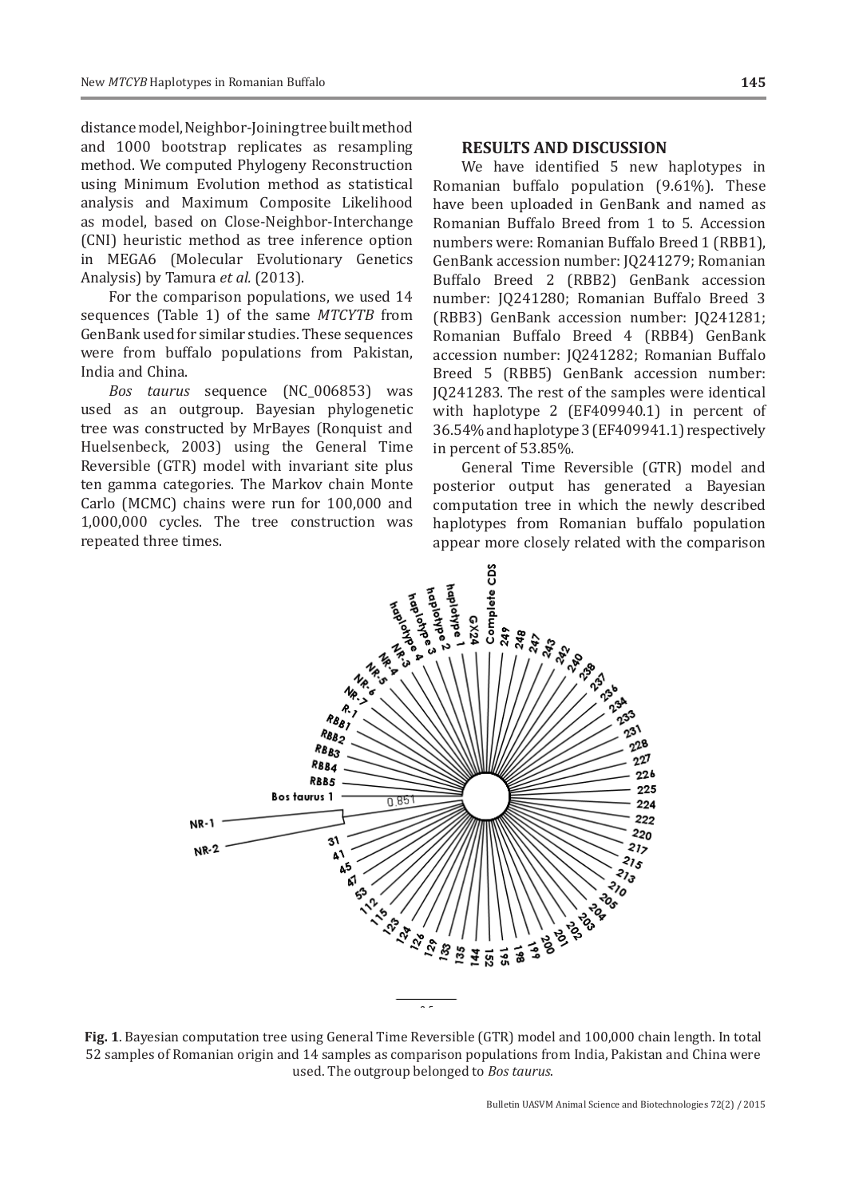distance model, Neighbor-Joining tree built method and 1000 bootstrap replicates as resampling method. We computed Phylogeny Reconstruction using Minimum Evolution method as statistical analysis and Maximum Composite Likelihood as model, based on Close-Neighbor-Interchange (CNI) heuristic method as tree inference option in MEGA6 (Molecular Evolutionary Genetics Analysis) by Tamura *et al.* (2013).

For the comparison populations, we used 14 sequences (Table 1) of the same *MTCYTB* from GenBank used for similar studies. These sequences were from buffalo populations from Pakistan, India and China.

*Bos taurus* sequence (NC_006853) was used as an outgroup. Bayesian phylogenetic tree was constructed by MrBayes (Ronquist and Huelsenbeck, 2003) using the General Time Reversible (GTR) model with invariant site plus ten gamma categories. The Markov chain Monte Carlo (MCMC) chains were run for 100,000 and 1,000,000 cycles. The tree construction was repeated three times.

## RESULTS AND DISCUSSION

We have identified 5 new haplotypes in Romanian buffalo population (9.61%). These have been uploaded in GenBank and named as Romanian Buffalo Breed from 1 to 5. Accession numbers were: Romanian Buffalo Breed 1 (RBB1), GenBank accession number: JQ241279; Romanian Buffalo Breed 2 (RBB2) GenBank accession number: JQ241280; Romanian Buffalo Breed 3 (RBB3) GenBank accession number: JQ241281; Romanian Buffalo Breed 4 (RBB4) GenBank accession number: JQ241282; Romanian Buffalo Breed 5 (RBB5) GenBank accession number: JQ241283. The rest of the samples were identical with haplotype 2 (EF409940.1) in percent of 36.54% and haplotype 3 (EF409941.1) respectively in percent of 53.85%.

General Time Reversible (GTR) model and posterior output has generated a Bayesian computation tree in which the newly described haplotypes from Romanian buffalo population appear more closely related with the comparison

**Fig. 1**. Bayesian computation tree using General Time Reversible (GTR) model and 100,000 chain length. In total 52 samples of Romanian origin and 14 samples as comparison populations from India, Pakistan and China were used. The outgroup belonged to *Bos taurus*.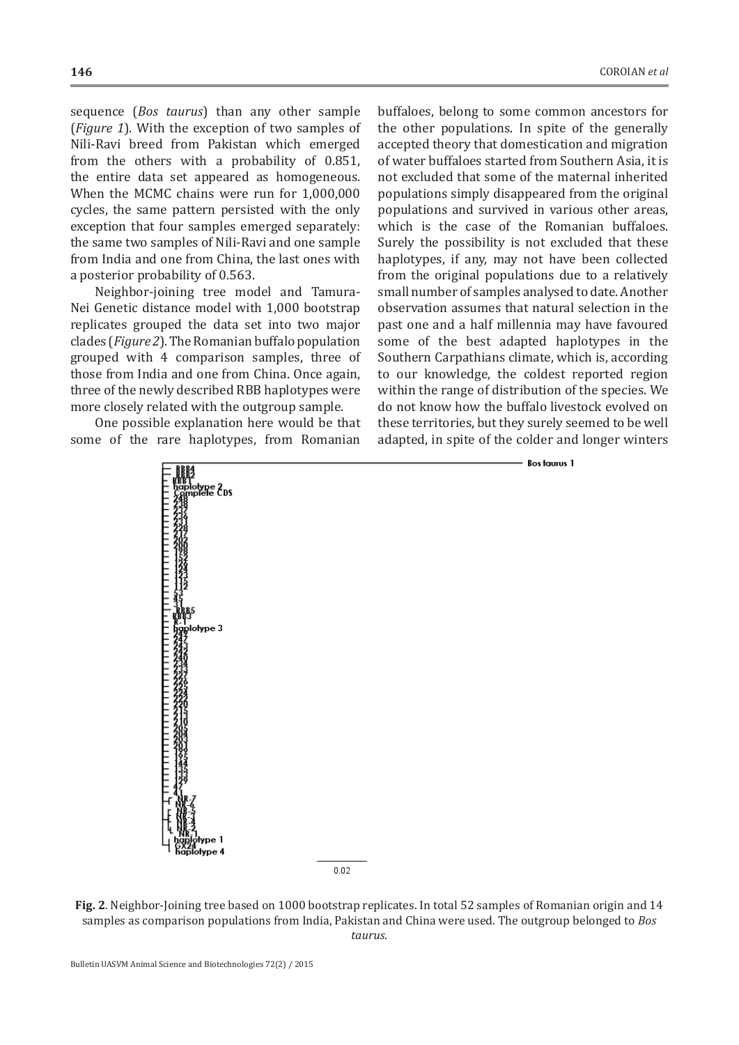sequence (*Bos taurus*) than any other sample (*Figure 1*). With the exception of two samples of Nili-Ravi breed from Pakistan which emerged from the others with a probability of 0.851, the entire data set appeared as homogeneous. When the MCMC chains were run for 1,000,000 cycles, the same pattern persisted with the only exception that four samples emerged separately: the same two samples of Nili-Ravi and one sample from India and one from China, the last ones with a posterior probability of 0.563.

Neighbor-joining tree model and Tamura-Nei Genetic distance model with 1,000 bootstrap replicates grouped the data set into two major clades (*Figure 2*). The Romanian buffalo population grouped with 4 comparison samples, three of those from India and one from China. Once again, three of the newly described RBB haplotypes were more closely related with the outgroup sample.

One possible explanation here would be that some of the rare haplotypes, from Romanian buffaloes, belong to some common ancestors for the other populations. In spite of the generally accepted theory that domestication and migration of water buffaloes started from Southern Asia, it is not excluded that some of the maternal inherited populations simply disappeared from the original populations and survived in various other areas, which is the case of the Romanian buffaloes. Surely the possibility is not excluded that these haplotypes, if any, may not have been collected from the original populations due to a relatively small number of samples analysed to date. Another observation assumes that natural selection in the past one and a half millennia may have favoured some of the best adapted haplotypes in the Southern Carpathians climate, which is, according to our knowledge, the coldest reported region within the range of distribution of the species. We do not know how the buffalo livestock evolved on these territories, but they surely seemed to be well adapted, in spite of the colder and longer winters

**Fig. 2**. Neighbor-Joining tree based on 1000 bootstrap replicates. In total 52 samples of Romanian origin and 14 samples as comparison populations from India, Pakistan and China were used. The outgroup belonged to *Bos taurus*.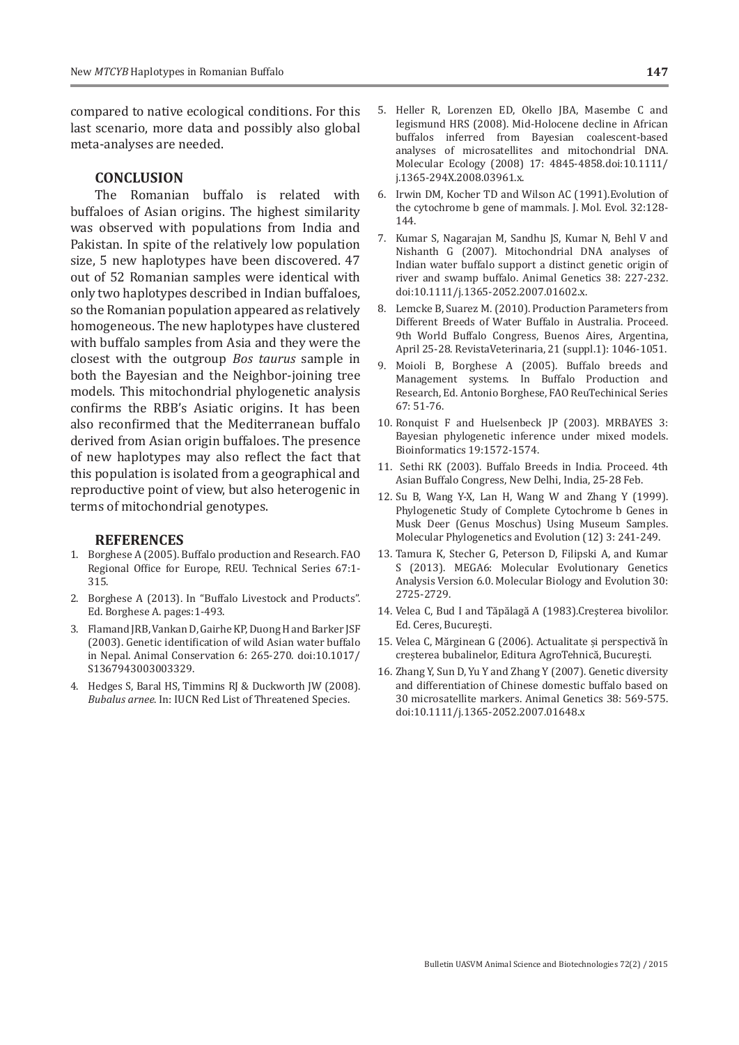compared to native ecological conditions. For this last scenario, more data and possibly also global meta-analyses are needed.

## CONCLUSION

The Romanian buffalo is related with buffaloes of Asian origins. The highest similarity was observed with populations from India and Pakistan. In spite of the relatively low population size, 5 new haplotypes have been discovered. 47 out of 52 Romanian samples were identical with only two haplotypes described in Indian buffaloes, so the Romanian population appeared as relatively homogeneous. The new haplotypes have clustered with buffalo samples from Asia and they were the closest with the outgroup *Bos taurus* sample in both the Bayesian and the Neighbor-joining tree models. This mitochondrial phylogenetic analysis confirms the RBB's Asiatic origins. It has been also reconfirmed that the Mediterranean buffalo derived from Asian origin buffaloes. The presence of new haplotypes may also reflect the fact that this population is isolated from a geographical and reproductive point of view, but also heterogenic in terms of mitochondrial genotypes.

## REFERENCES

1. Borghese A (2005). Buffalo production and Research. FAO Regional Office for Europe, REU. Technical Series 67:1-315.
2. Borghese A (2013). In "Buffalo Livestock and Products". Ed. Borghese A. pages:1-493.
3. Flamand JRB, Vankan D, Gairhe KP, Duong H and Barker JSF (2003). Genetic identification of wild Asian water buffalo in Nepal. Animal Conservation 6: 265-270. doi:10.1017/S1367943003003329.
4. Hedges S, Baral HS, Timmins RJ & Duckworth JW (2008). *Bubalus arnee*. In: IUCN Red List of Threatened Species.
5. Heller R, Lorenzen ED, Okello JBA, Masembe C and Iegismund HRS (2008). Mid-Holocene decline in African buffalos inferred from Bayesian coalescent-based analyses of microsatellites and mitochondrial DNA. Molecular Ecology (2008) 17: 4845-4858.doi:10.1111/j.1365-294X.2008.03961.x.
6. Irwin DM, Kocher TD and Wilson AC (1991).Evolution of the cytochrome b gene of mammals. J. Mol. Evol. 32:128-144.
7. Kumar S, Nagarajan M, Sandhu JS, Kumar N, Behl V and Nishanth G (2007). Mitochondrial DNA analyses of Indian water buffalo support a distinct genetic origin of river and swamp buffalo. Animal Genetics 38: 227-232. doi:10.1111/j.1365-2052.2007.01602.x.
8. Lemcke B, Suarez M. (2010). Production Parameters from Different Breeds of Water Buffalo in Australia. Proceed. 9th World Buffalo Congress, Buenos Aires, Argentina, April 25-28. RevistaVeterinaria, 21 (suppl.1): 1046-1051.
9. Moioli B, Borghese A (2005). Buffalo breeds and Management systems. In Buffalo Production and Research, Ed. Antonio Borghese, FAO ReuTechinical Series 67: 51-76.
10. Ronquist F and Huelsenbeck JP (2003). MRBAYES 3: Bayesian phylogenetic inference under mixed models. Bioinformatics 19:1572-1574.
11. Sethi RK (2003). Buffalo Breeds in India. Proceed. 4th Asian Buffalo Congress, New Delhi, India, 25-28 Feb.
12. Su B, Wang Y-X, Lan H, Wang W and Zhang Y (1999). Phylogenetic Study of Complete Cytochrome b Genes in Musk Deer (Genus Moschus) Using Museum Samples. Molecular Phylogenetics and Evolution (12) 3: 241-249.
13. Tamura K, Stecher G, Peterson D, Filipski A, and Kumar S (2013). MEGA6: Molecular Evolutionary Genetics Analysis Version 6.0. Molecular Biology and Evolution 30: 2725-2729.
14. Velea C, Bud I and Tăpălagă A (1983).Creşterea bivolilor. Ed. Ceres, Bucureşti.
15. Velea C, Mărginean G (2006). Actualitate și perspectivă în creșterea bubalinelor, Editura AgroTehnică, Bucureşti.
16. Zhang Y, Sun D, Yu Y and Zhang Y (2007). Genetic diversity and differentiation of Chinese domestic buffalo based on 30 microsatellite markers. Animal Genetics 38: 569-575. doi:10.1111/j.1365-2052.2007.01648.x